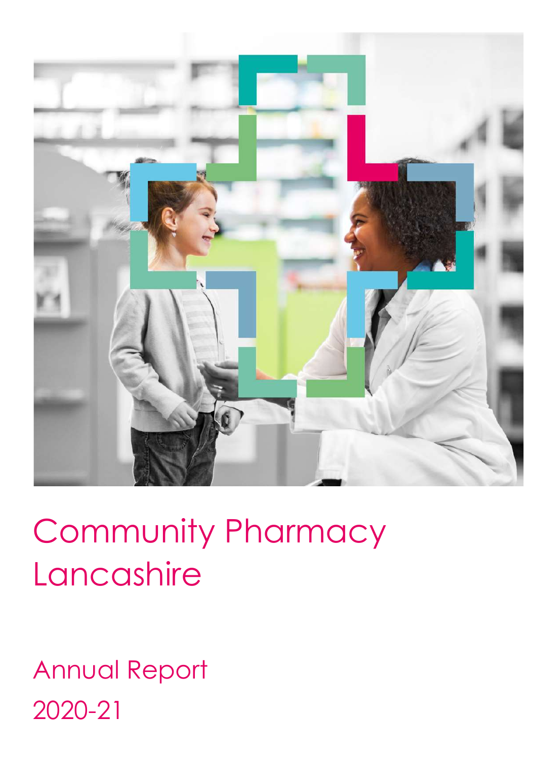# Community Pharmacy Lancashire

## Annual Report 2020-21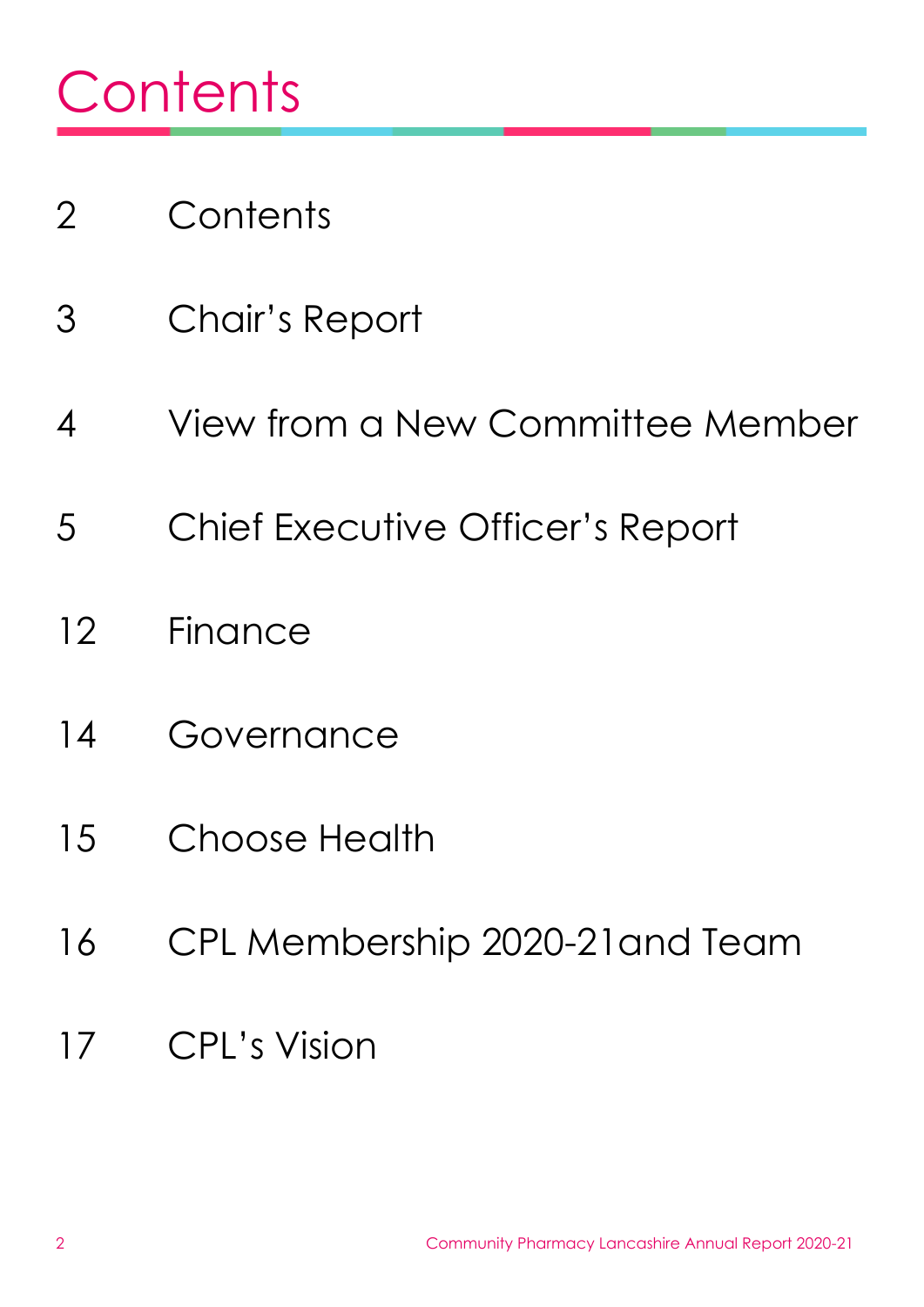# Contents

| | |
|---|---|
| 2 | Contents |
| 3 | Chair's Report |
| 4 | View from a New Committee Member |
| 5 | Chief Executive Officer's Report |
| 12 | Finance |
| 14 | Governance |
| 15 | Choose Health |
| 16 | CPL Membership 2020-21and Team |
| 17 | CPL's Vision |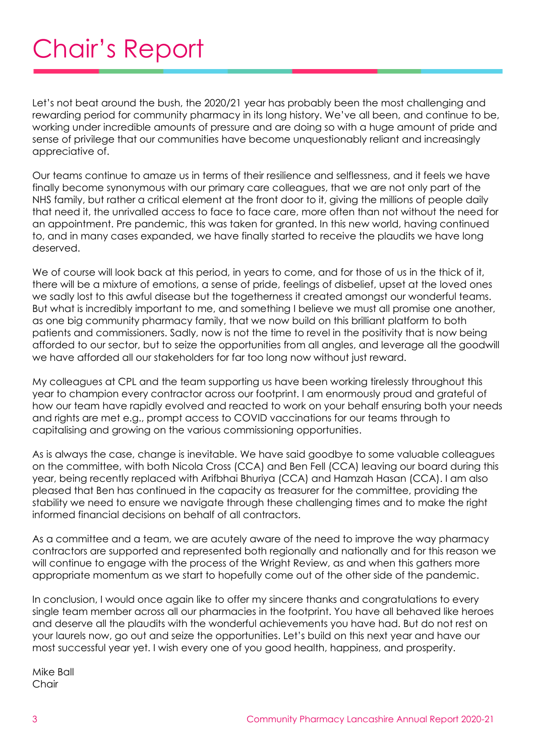# Chair's Report

Let's not beat around the bush, the 2020/21 year has probably been the most challenging and rewarding period for community pharmacy in its long history. We've all been, and continue to be, working under incredible amounts of pressure and are doing so with a huge amount of pride and sense of privilege that our communities have become unquestionably reliant and increasingly appreciative of.

Our teams continue to amaze us in terms of their resilience and selflessness, and it feels we have finally become synonymous with our primary care colleagues, that we are not only part of the NHS family, but rather a critical element at the front door to it, giving the millions of people daily that need it, the unrivalled access to face to face care, more often than not without the need for an appointment. Pre pandemic, this was taken for granted. In this new world, having continued to, and in many cases expanded, we have finally started to receive the plaudits we have long deserved.

We of course will look back at this period, in years to come, and for those of us in the thick of it, there will be a mixture of emotions, a sense of pride, feelings of disbelief, upset at the loved ones we sadly lost to this awful disease but the togetherness it created amongst our wonderful teams. But what is incredibly important to me, and something I believe we must all promise one another, as one big community pharmacy family, that we now build on this brilliant platform to both patients and commissioners. Sadly, now is not the time to revel in the positivity that is now being afforded to our sector, but to seize the opportunities from all angles, and leverage all the goodwill we have afforded all our stakeholders for far too long now without just reward.

My colleagues at CPL and the team supporting us have been working tirelessly throughout this year to champion every contractor across our footprint. I am enormously proud and grateful of how our team have rapidly evolved and reacted to work on your behalf ensuring both your needs and rights are met e.g., prompt access to COVID vaccinations for our teams through to capitalising and growing on the various commissioning opportunities.

As is always the case, change is inevitable. We have said goodbye to some valuable colleagues on the committee, with both Nicola Cross (CCA) and Ben Fell (CCA) leaving our board during this year, being recently replaced with Arifbhai Bhuriya (CCA) and Hamzah Hasan (CCA). I am also pleased that Ben has continued in the capacity as treasurer for the committee, providing the stability we need to ensure we navigate through these challenging times and to make the right informed financial decisions on behalf of all contractors.

As a committee and a team, we are acutely aware of the need to improve the way pharmacy contractors are supported and represented both regionally and nationally and for this reason we will continue to engage with the process of the Wright Review, as and when this gathers more appropriate momentum as we start to hopefully come out of the other side of the pandemic.

In conclusion, I would once again like to offer my sincere thanks and congratulations to every single team member across all our pharmacies in the footprint. You have all behaved like heroes and deserve all the plaudits with the wonderful achievements you have had. But do not rest on your laurels now, go out and seize the opportunities. Let's build on this next year and have our most successful year yet. I wish every one of you good health, happiness, and prosperity.

Mike Ball
Chair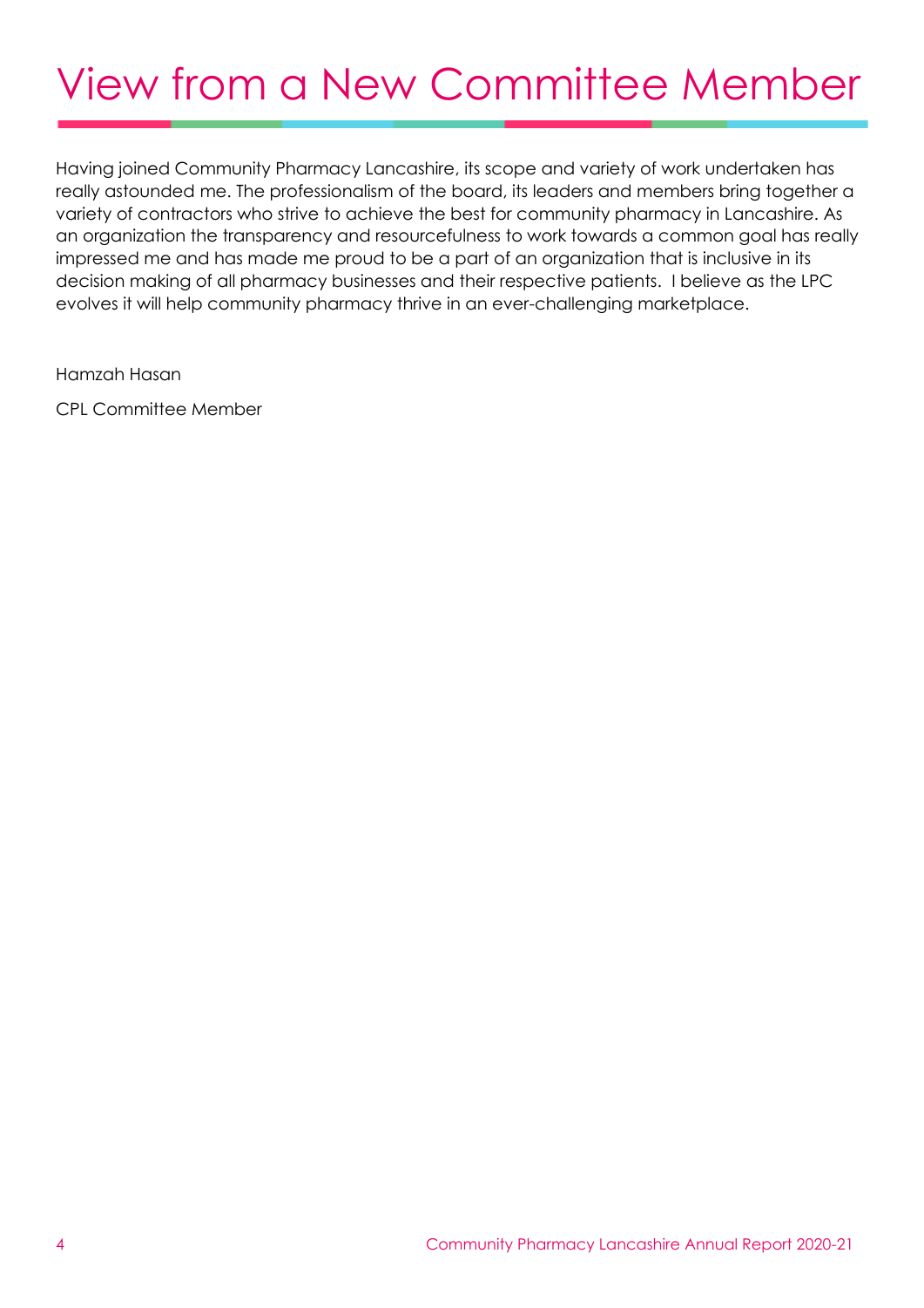# View from a New Committee Member

Having joined Community Pharmacy Lancashire, its scope and variety of work undertaken has really astounded me. The professionalism of the board, its leaders and members bring together a variety of contractors who strive to achieve the best for community pharmacy in Lancashire. As an organization the transparency and resourcefulness to work towards a common goal has really impressed me and has made me proud to be a part of an organization that is inclusive in its decision making of all pharmacy businesses and their respective patients. I believe as the LPC evolves it will help community pharmacy thrive in an ever-challenging marketplace.

Hamzah Hasan

CPL Committee Member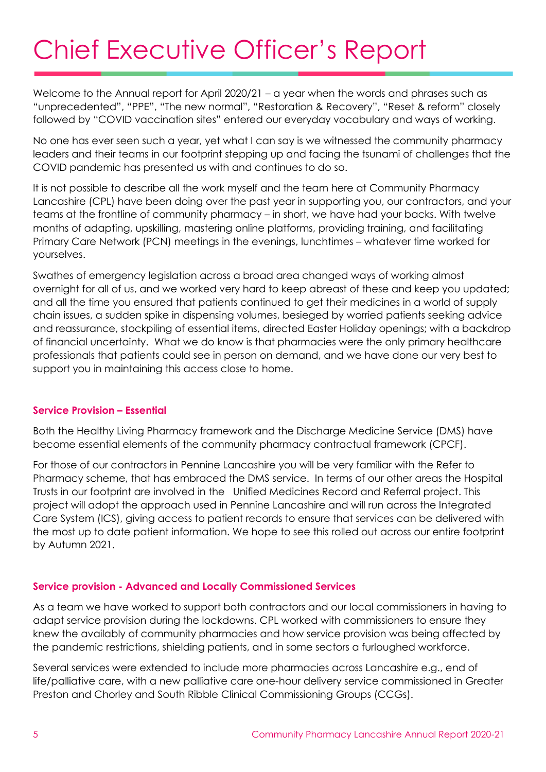# Chief Executive Officer's Report

Welcome to the Annual report for April 2020/21 – a year when the words and phrases such as "unprecedented", "PPE", "The new normal", "Restoration & Recovery", "Reset & reform" closely followed by "COVID vaccination sites" entered our everyday vocabulary and ways of working.

No one has ever seen such a year, yet what I can say is we witnessed the community pharmacy leaders and their teams in our footprint stepping up and facing the tsunami of challenges that the COVID pandemic has presented us with and continues to do so.

It is not possible to describe all the work myself and the team here at Community Pharmacy Lancashire (CPL) have been doing over the past year in supporting you, our contractors, and your teams at the frontline of community pharmacy – in short, we have had your backs. With twelve months of adapting, upskilling, mastering online platforms, providing training, and facilitating Primary Care Network (PCN) meetings in the evenings, lunchtimes – whatever time worked for yourselves.

Swathes of emergency legislation across a broad area changed ways of working almost overnight for all of us, and we worked very hard to keep abreast of these and keep you updated; and all the time you ensured that patients continued to get their medicines in a world of supply chain issues, a sudden spike in dispensing volumes, besieged by worried patients seeking advice and reassurance, stockpiling of essential items, directed Easter Holiday openings; with a backdrop of financial uncertainty. What we do know is that pharmacies were the only primary healthcare professionals that patients could see in person on demand, and we have done our very best to support you in maintaining this access close to home.

#### Service Provision – Essential

Both the Healthy Living Pharmacy framework and the Discharge Medicine Service (DMS) have become essential elements of the community pharmacy contractual framework (CPCF).

For those of our contractors in Pennine Lancashire you will be very familiar with the Refer to Pharmacy scheme, that has embraced the DMS service. In terms of our other areas the Hospital Trusts in our footprint are involved in the Unified Medicines Record and Referral project. This project will adopt the approach used in Pennine Lancashire and will run across the Integrated Care System (ICS), giving access to patient records to ensure that services can be delivered with the most up to date patient information. We hope to see this rolled out across our entire footprint by Autumn 2021.

#### Service provision - Advanced and Locally Commissioned Services

As a team we have worked to support both contractors and our local commissioners in having to adapt service provision during the lockdowns. CPL worked with commissioners to ensure they knew the availably of community pharmacies and how service provision was being affected by the pandemic restrictions, shielding patients, and in some sectors a furloughed workforce.

Several services were extended to include more pharmacies across Lancashire e.g., end of life/palliative care, with a new palliative care one-hour delivery service commissioned in Greater Preston and Chorley and South Ribble Clinical Commissioning Groups (CCGs).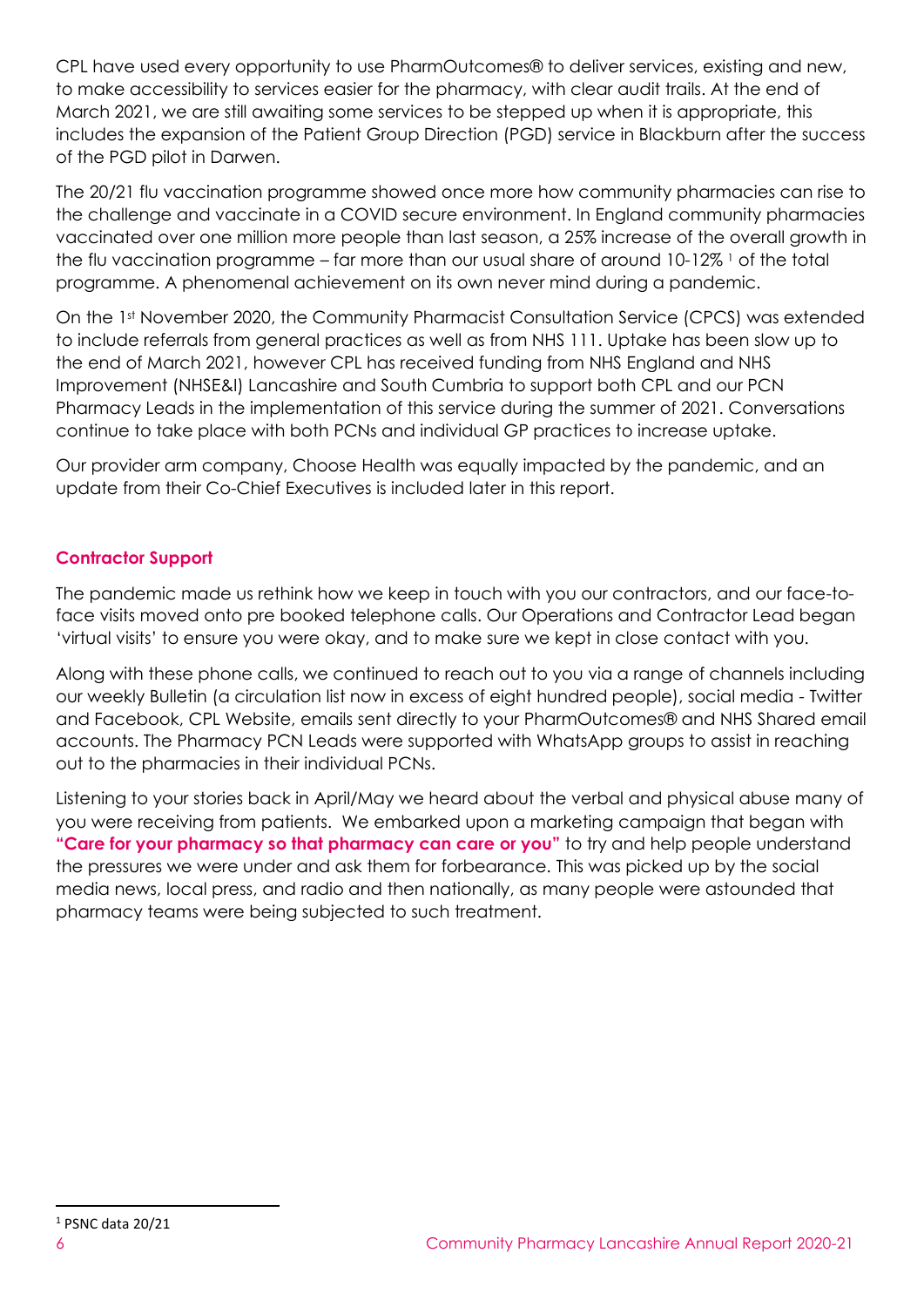CPL have used every opportunity to use PharmOutcomes® to deliver services, existing and new, to make accessibility to services easier for the pharmacy, with clear audit trails. At the end of March 2021, we are still awaiting some services to be stepped up when it is appropriate, this includes the expansion of the Patient Group Direction (PGD) service in Blackburn after the success of the PGD pilot in Darwen.

The 20/21 flu vaccination programme showed once more how community pharmacies can rise to the challenge and vaccinate in a COVID secure environment. In England community pharmacies vaccinated over one million more people than last season, a 25% increase of the overall growth in the flu vaccination programme – far more than our usual share of around 10-12% [1] of the total programme. A phenomenal achievement on its own never mind during a pandemic.

On the 1st November 2020, the Community Pharmacist Consultation Service (CPCS) was extended to include referrals from general practices as well as from NHS 111. Uptake has been slow up to the end of March 2021, however CPL has received funding from NHS England and NHS Improvement (NHSE&I) Lancashire and South Cumbria to support both CPL and our PCN Pharmacy Leads in the implementation of this service during the summer of 2021. Conversations continue to take place with both PCNs and individual GP practices to increase uptake.

Our provider arm company, Choose Health was equally impacted by the pandemic, and an update from their Co-Chief Executives is included later in this report.

## Contractor Support

The pandemic made us rethink how we keep in touch with you our contractors, and our face-to-face visits moved onto pre booked telephone calls. Our Operations and Contractor Lead began 'virtual visits' to ensure you were okay, and to make sure we kept in close contact with you.

Along with these phone calls, we continued to reach out to you via a range of channels including our weekly Bulletin (a circulation list now in excess of eight hundred people), social media - Twitter and Facebook, CPL Website, emails sent directly to your PharmOutcomes® and NHS Shared email accounts. The Pharmacy PCN Leads were supported with WhatsApp groups to assist in reaching out to the pharmacies in their individual PCNs.

Listening to your stories back in April/May we heard about the verbal and physical abuse many of you were receiving from patients. We embarked upon a marketing campaign that began with **"Care for your pharmacy so that pharmacy can care or you"** to try and help people understand the pressures we were under and ask them for forbearance. This was picked up by the social media news, local press, and radio and then nationally, as many people were astounded that pharmacy teams were being subjected to such treatment.

[1] PSNC data 20/21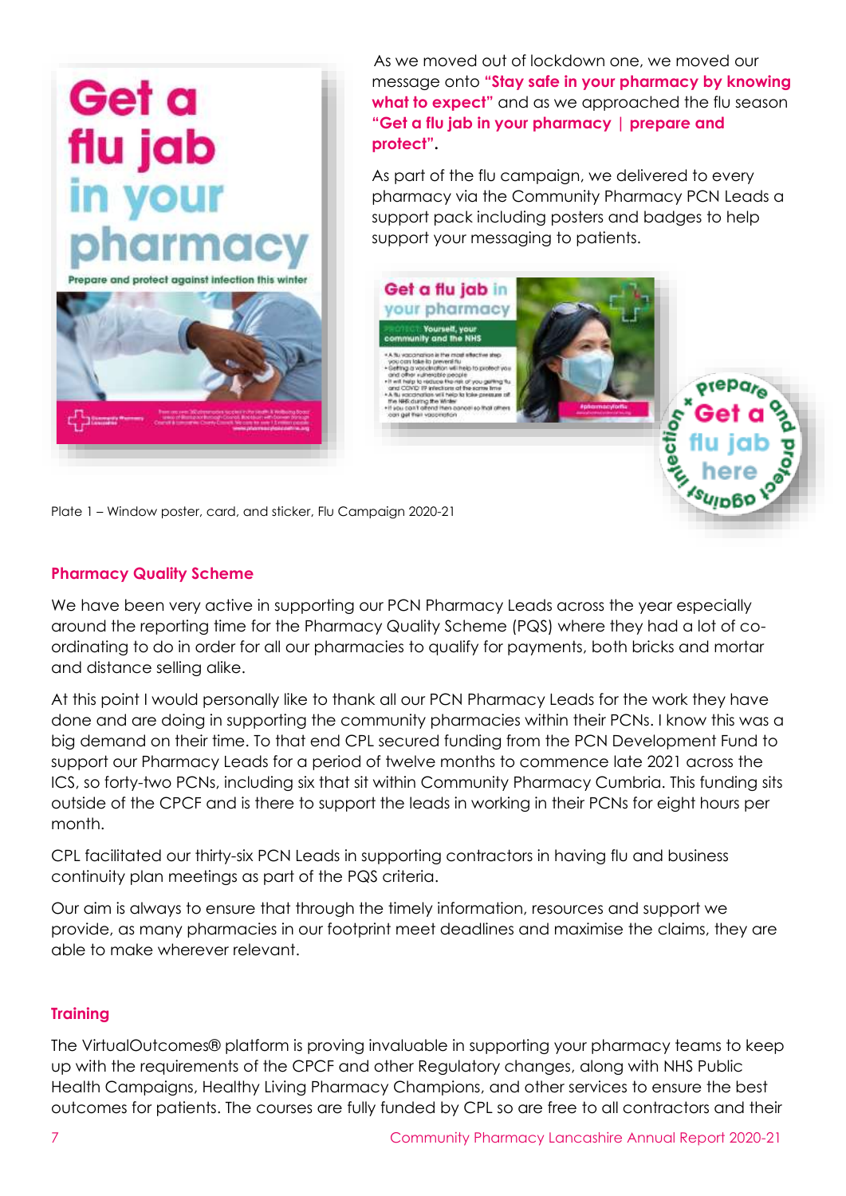As we moved out of lockdown one, we moved our message onto **"Stay safe in your pharmacy by knowing what to expect"** and as we approached the flu season **"Get a flu jab in your pharmacy | prepare and protect".**

As part of the flu campaign, we delivered to every pharmacy via the Community Pharmacy PCN Leads a support pack including posters and badges to help support your messaging to patients.

Plate 1 – Window poster, card, and sticker, Flu Campaign 2020-21

## Pharmacy Quality Scheme

We have been very active in supporting our PCN Pharmacy Leads across the year especially around the reporting time for the Pharmacy Quality Scheme (PQS) where they had a lot of co-ordinating to do in order for all our pharmacies to qualify for payments, both bricks and mortar and distance selling alike.

At this point I would personally like to thank all our PCN Pharmacy Leads for the work they have done and are doing in supporting the community pharmacies within their PCNs. I know this was a big demand on their time. To that end CPL secured funding from the PCN Development Fund to support our Pharmacy Leads for a period of twelve months to commence late 2021 across the ICS, so forty-two PCNs, including six that sit within Community Pharmacy Cumbria. This funding sits outside of the CPCF and is there to support the leads in working in their PCNs for eight hours per month.

CPL facilitated our thirty-six PCN Leads in supporting contractors in having flu and business continuity plan meetings as part of the PQS criteria.

Our aim is always to ensure that through the timely information, resources and support we provide, as many pharmacies in our footprint meet deadlines and maximise the claims, they are able to make wherever relevant.

## Training

The VirtualOutcomes® platform is proving invaluable in supporting your pharmacy teams to keep up with the requirements of the CPCF and other Regulatory changes, along with NHS Public Health Campaigns, Healthy Living Pharmacy Champions, and other services to ensure the best outcomes for patients. The courses are fully funded by CPL so are free to all contractors and their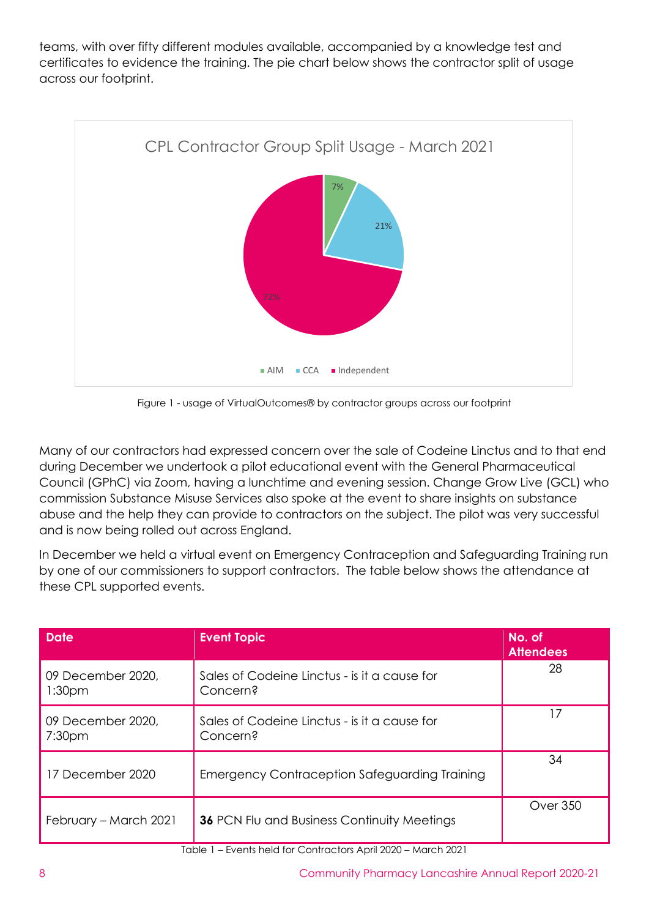teams, with over fifty different modules available, accompanied by a knowledge test and certificates to evidence the training. The pie chart below shows the contractor split of usage across our footprint.

CPL Contractor Group Split Usage - March 2021

- AIM: 7%
- CCA: 21%
- Independent: 72%

Figure 1 - usage of VirtualOutcomes® by contractor groups across our footprint

Many of our contractors had expressed concern over the sale of Codeine Linctus and to that end during December we undertook a pilot educational event with the General Pharmaceutical Council (GPhC) via Zoom, having a lunchtime and evening session. Change Grow Live (GCL) who commission Substance Misuse Services also spoke at the event to share insights on substance abuse and the help they can provide to contractors on the subject. The pilot was very successful and is now being rolled out across England.

In December we held a virtual event on Emergency Contraception and Safeguarding Training run by one of our commissioners to support contractors. The table below shows the attendance at these CPL supported events.

| Date | Event Topic | No. of Attendees |
|---|---|---|
| 09 December 2020, 1:30pm | Sales of Codeine Linctus - is it a cause for Concern? | 28 |
| 09 December 2020, 7:30pm | Sales of Codeine Linctus - is it a cause for Concern? | 17 |
| 17 December 2020 | Emergency Contraception Safeguarding Training | 34 |
| February – March 2021 | **36** PCN Flu and Business Continuity Meetings | Over 350 |

Table 1 – Events held for Contractors April 2020 – March 2021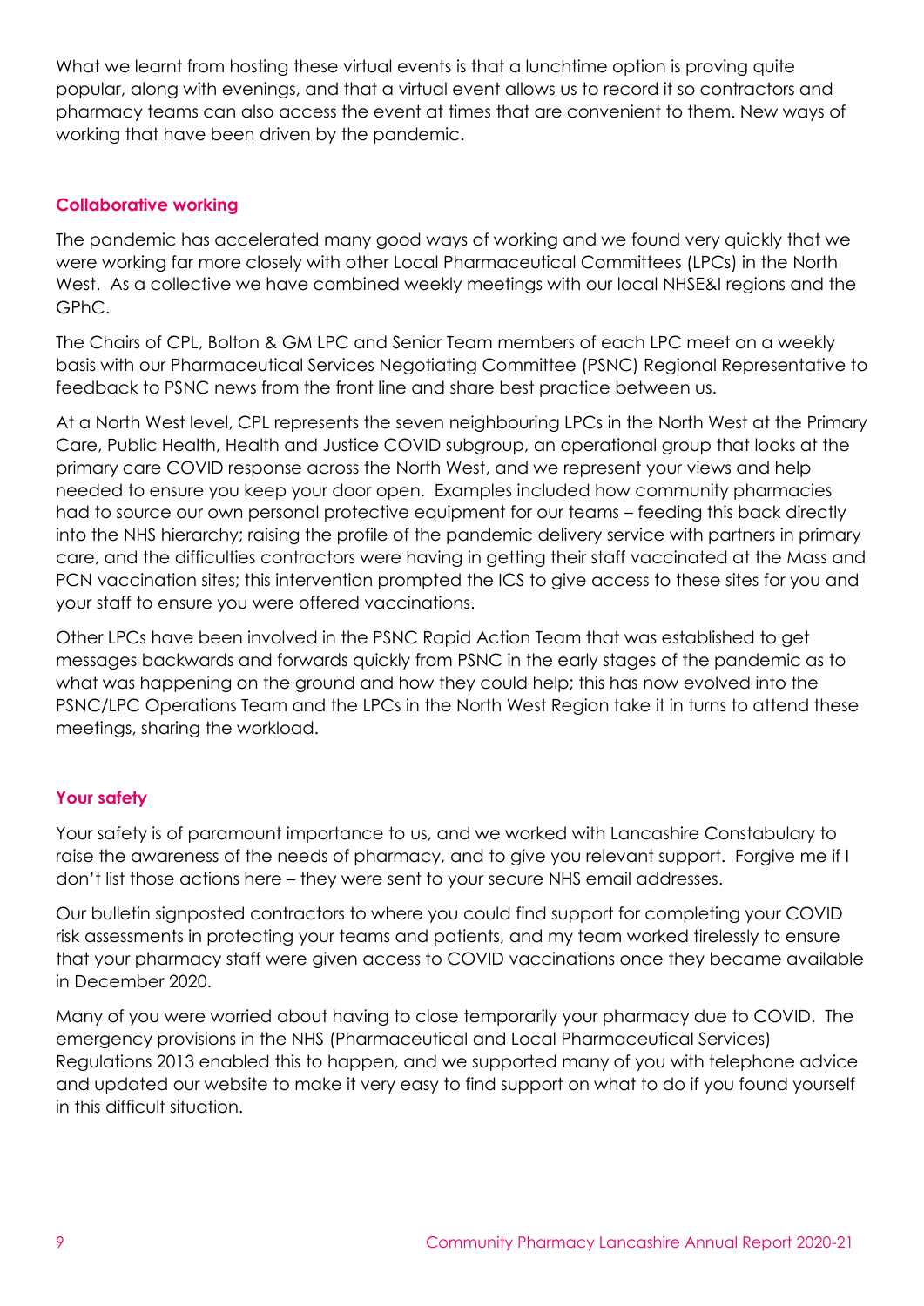What we learnt from hosting these virtual events is that a lunchtime option is proving quite popular, along with evenings, and that a virtual event allows us to record it so contractors and pharmacy teams can also access the event at times that are convenient to them. New ways of working that have been driven by the pandemic.

### Collaborative working

The pandemic has accelerated many good ways of working and we found very quickly that we were working far more closely with other Local Pharmaceutical Committees (LPCs) in the North West. As a collective we have combined weekly meetings with our local NHSE&I regions and the GPhC.

The Chairs of CPL, Bolton & GM LPC and Senior Team members of each LPC meet on a weekly basis with our Pharmaceutical Services Negotiating Committee (PSNC) Regional Representative to feedback to PSNC news from the front line and share best practice between us.

At a North West level, CPL represents the seven neighbouring LPCs in the North West at the Primary Care, Public Health, Health and Justice COVID subgroup, an operational group that looks at the primary care COVID response across the North West, and we represent your views and help needed to ensure you keep your door open. Examples included how community pharmacies had to source our own personal protective equipment for our teams – feeding this back directly into the NHS hierarchy; raising the profile of the pandemic delivery service with partners in primary care, and the difficulties contractors were having in getting their staff vaccinated at the Mass and PCN vaccination sites; this intervention prompted the ICS to give access to these sites for you and your staff to ensure you were offered vaccinations.

Other LPCs have been involved in the PSNC Rapid Action Team that was established to get messages backwards and forwards quickly from PSNC in the early stages of the pandemic as to what was happening on the ground and how they could help; this has now evolved into the PSNC/LPC Operations Team and the LPCs in the North West Region take it in turns to attend these meetings, sharing the workload.

### Your safety

Your safety is of paramount importance to us, and we worked with Lancashire Constabulary to raise the awareness of the needs of pharmacy, and to give you relevant support. Forgive me if I don't list those actions here – they were sent to your secure NHS email addresses.

Our bulletin signposted contractors to where you could find support for completing your COVID risk assessments in protecting your teams and patients, and my team worked tirelessly to ensure that your pharmacy staff were given access to COVID vaccinations once they became available in December 2020.

Many of you were worried about having to close temporarily your pharmacy due to COVID. The emergency provisions in the NHS (Pharmaceutical and Local Pharmaceutical Services) Regulations 2013 enabled this to happen, and we supported many of you with telephone advice and updated our website to make it very easy to find support on what to do if you found yourself in this difficult situation.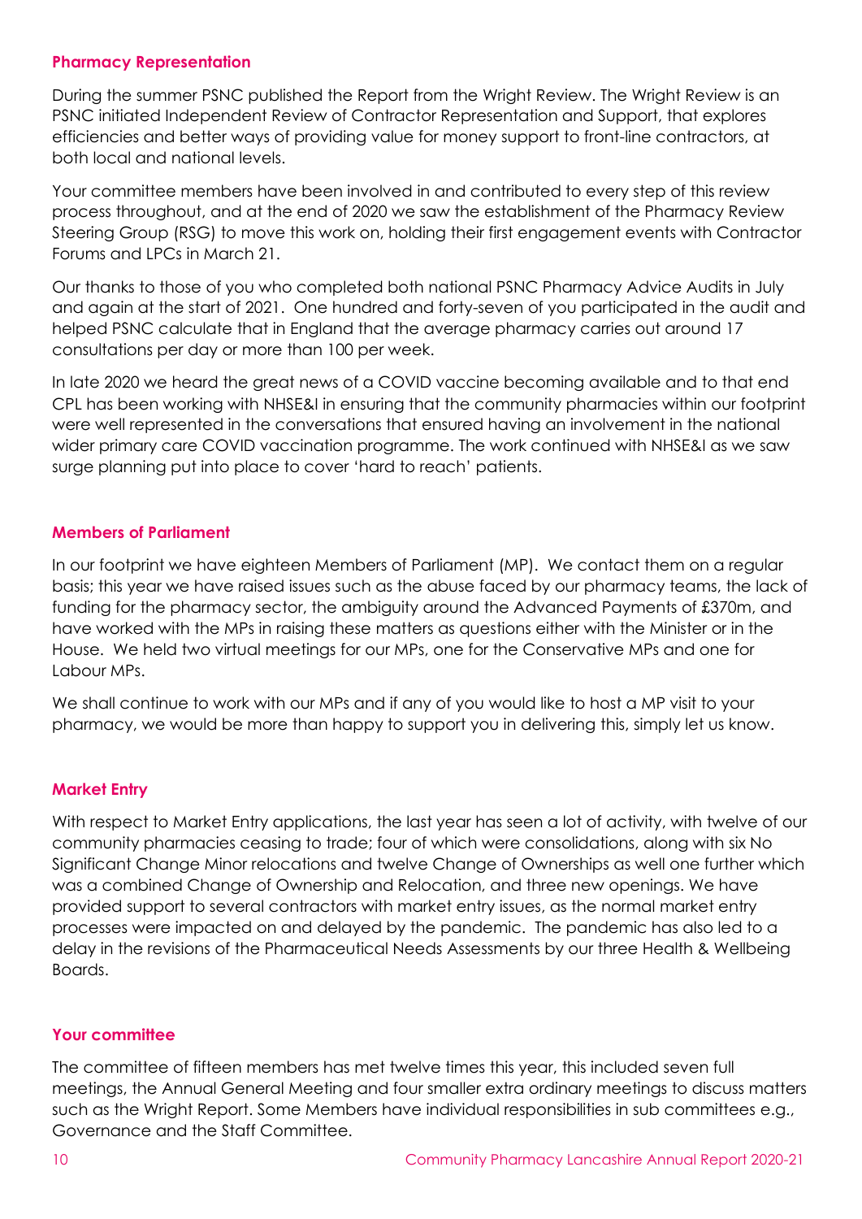## Pharmacy Representation

During the summer PSNC published the Report from the Wright Review. The Wright Review is an PSNC initiated Independent Review of Contractor Representation and Support, that explores efficiencies and better ways of providing value for money support to front-line contractors, at both local and national levels.

Your committee members have been involved in and contributed to every step of this review process throughout, and at the end of 2020 we saw the establishment of the Pharmacy Review Steering Group (RSG) to move this work on, holding their first engagement events with Contractor Forums and LPCs in March 21.

Our thanks to those of you who completed both national PSNC Pharmacy Advice Audits in July and again at the start of 2021. One hundred and forty-seven of you participated in the audit and helped PSNC calculate that in England that the average pharmacy carries out around 17 consultations per day or more than 100 per week.

In late 2020 we heard the great news of a COVID vaccine becoming available and to that end CPL has been working with NHSE&I in ensuring that the community pharmacies within our footprint were well represented in the conversations that ensured having an involvement in the national wider primary care COVID vaccination programme. The work continued with NHSE&I as we saw surge planning put into place to cover 'hard to reach' patients.

## Members of Parliament

In our footprint we have eighteen Members of Parliament (MP). We contact them on a regular basis; this year we have raised issues such as the abuse faced by our pharmacy teams, the lack of funding for the pharmacy sector, the ambiguity around the Advanced Payments of £370m, and have worked with the MPs in raising these matters as questions either with the Minister or in the House. We held two virtual meetings for our MPs, one for the Conservative MPs and one for Labour MPs.

We shall continue to work with our MPs and if any of you would like to host a MP visit to your pharmacy, we would be more than happy to support you in delivering this, simply let us know.

## Market Entry

With respect to Market Entry applications, the last year has seen a lot of activity, with twelve of our community pharmacies ceasing to trade; four of which were consolidations, along with six No Significant Change Minor relocations and twelve Change of Ownerships as well one further which was a combined Change of Ownership and Relocation, and three new openings. We have provided support to several contractors with market entry issues, as the normal market entry processes were impacted on and delayed by the pandemic. The pandemic has also led to a delay in the revisions of the Pharmaceutical Needs Assessments by our three Health & Wellbeing Boards.

## Your committee

The committee of fifteen members has met twelve times this year, this included seven full meetings, the Annual General Meeting and four smaller extra ordinary meetings to discuss matters such as the Wright Report. Some Members have individual responsibilities in sub committees e.g., Governance and the Staff Committee.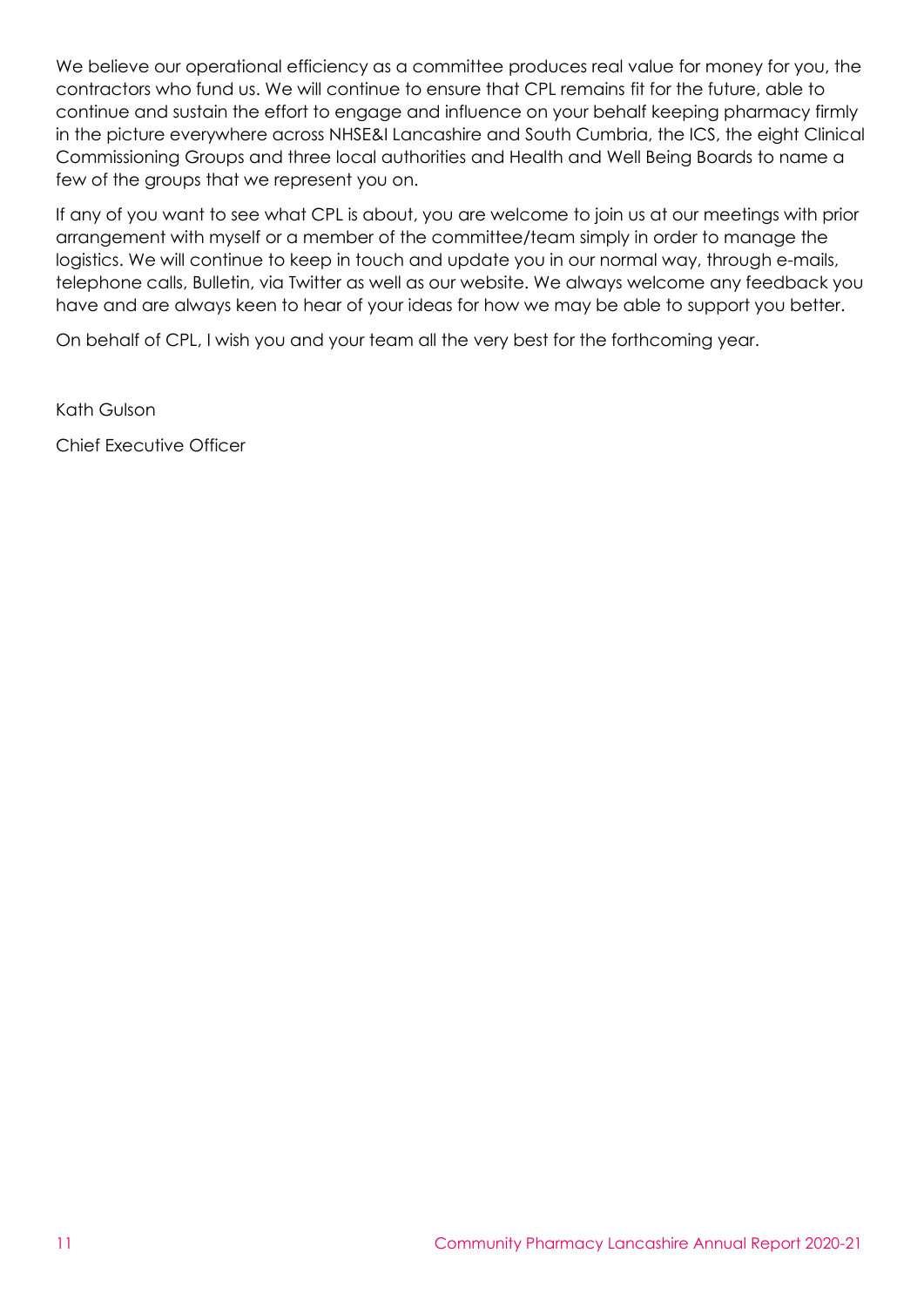We believe our operational efficiency as a committee produces real value for money for you, the contractors who fund us. We will continue to ensure that CPL remains fit for the future, able to continue and sustain the effort to engage and influence on your behalf keeping pharmacy firmly in the picture everywhere across NHSE&I Lancashire and South Cumbria, the ICS, the eight Clinical Commissioning Groups and three local authorities and Health and Well Being Boards to name a few of the groups that we represent you on.

If any of you want to see what CPL is about, you are welcome to join us at our meetings with prior arrangement with myself or a member of the committee/team simply in order to manage the logistics. We will continue to keep in touch and update you in our normal way, through e-mails, telephone calls, Bulletin, via Twitter as well as our website. We always welcome any feedback you have and are always keen to hear of your ideas for how we may be able to support you better.

On behalf of CPL, I wish you and your team all the very best for the forthcoming year.

Kath Gulson

Chief Executive Officer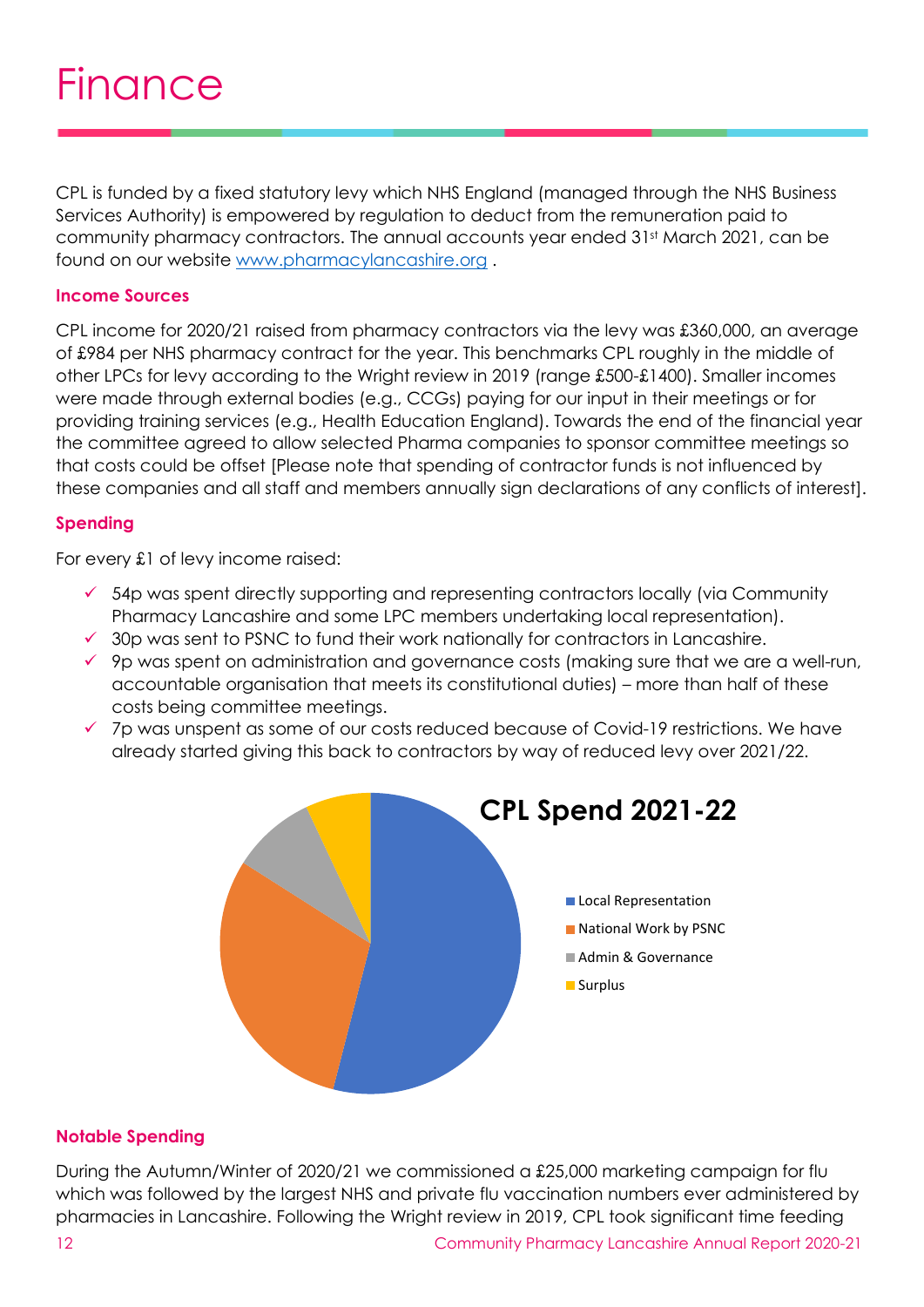# Finance

CPL is funded by a fixed statutory levy which NHS England (managed through the NHS Business Services Authority) is empowered by regulation to deduct from the remuneration paid to community pharmacy contractors. The annual accounts year ended 31st March 2021, can be found on our website www.pharmacylancashire.org .

### Income Sources

CPL income for 2020/21 raised from pharmacy contractors via the levy was £360,000, an average of £984 per NHS pharmacy contract for the year. This benchmarks CPL roughly in the middle of other LPCs for levy according to the Wright review in 2019 (range £500-£1400). Smaller incomes were made through external bodies (e.g., CCGs) paying for our input in their meetings or for providing training services (e.g., Health Education England). Towards the end of the financial year the committee agreed to allow selected Pharma companies to sponsor committee meetings so that costs could be offset [Please note that spending of contractor funds is not influenced by these companies and all staff and members annually sign declarations of any conflicts of interest].

### Spending

For every £1 of levy income raised:

- ✓ 54p was spent directly supporting and representing contractors locally (via Community Pharmacy Lancashire and some LPC members undertaking local representation).
- ✓ 30p was sent to PSNC to fund their work nationally for contractors in Lancashire.
- ✓ 9p was spent on administration and governance costs (making sure that we are a well-run, accountable organisation that meets its constitutional duties) – more than half of these costs being committee meetings.
- ✓ 7p was unspent as some of our costs reduced because of Covid-19 restrictions. We have already started giving this back to contractors by way of reduced levy over 2021/22.

**CPL Spend 2021-22**

- Local Representation
- National Work by PSNC
- Admin & Governance
- Surplus

### Notable Spending

During the Autumn/Winter of 2020/21 we commissioned a £25,000 marketing campaign for flu which was followed by the largest NHS and private flu vaccination numbers ever administered by pharmacies in Lancashire. Following the Wright review in 2019, CPL took significant time feeding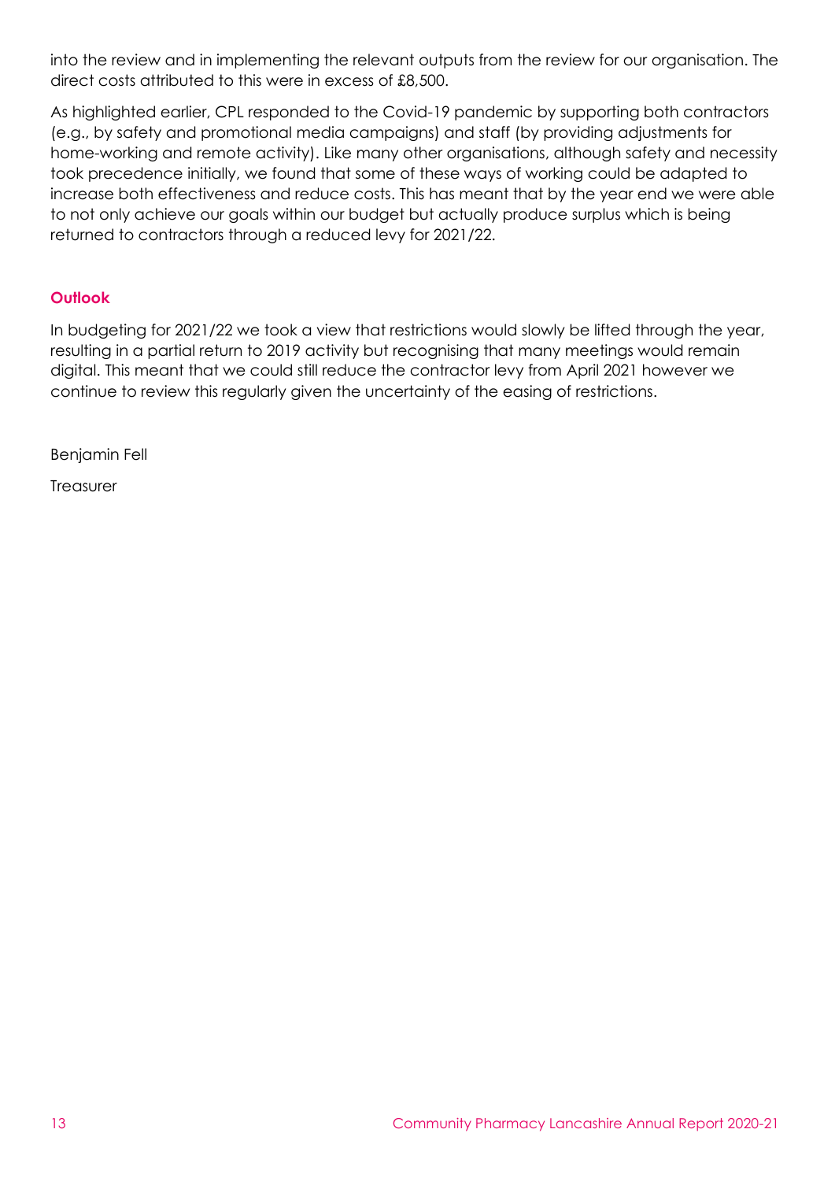into the review and in implementing the relevant outputs from the review for our organisation. The direct costs attributed to this were in excess of £8,500.

As highlighted earlier, CPL responded to the Covid-19 pandemic by supporting both contractors (e.g., by safety and promotional media campaigns) and staff (by providing adjustments for home-working and remote activity). Like many other organisations, although safety and necessity took precedence initially, we found that some of these ways of working could be adapted to increase both effectiveness and reduce costs. This has meant that by the year end we were able to not only achieve our goals within our budget but actually produce surplus which is being returned to contractors through a reduced levy for 2021/22.

### Outlook

In budgeting for 2021/22 we took a view that restrictions would slowly be lifted through the year, resulting in a partial return to 2019 activity but recognising that many meetings would remain digital. This meant that we could still reduce the contractor levy from April 2021 however we continue to review this regularly given the uncertainty of the easing of restrictions.

Benjamin Fell

Treasurer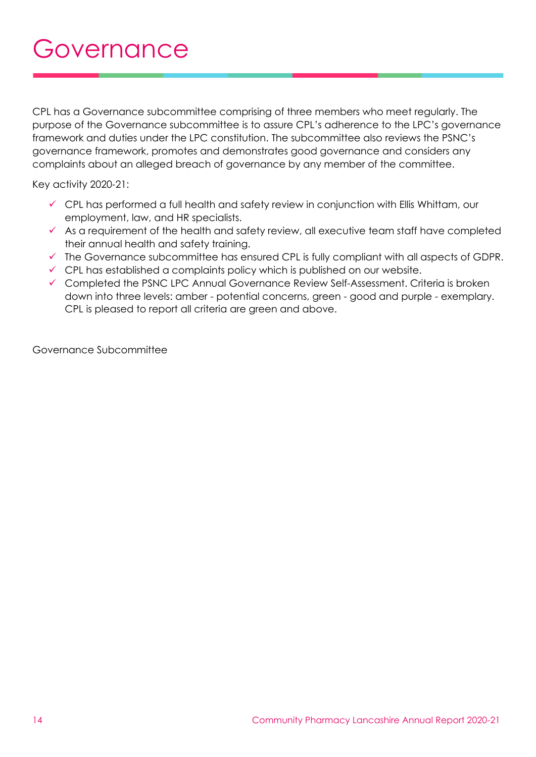# Governance

CPL has a Governance subcommittee comprising of three members who meet regularly. The purpose of the Governance subcommittee is to assure CPL's adherence to the LPC's governance framework and duties under the LPC constitution. The subcommittee also reviews the PSNC's governance framework, promotes and demonstrates good governance and considers any complaints about an alleged breach of governance by any member of the committee.

Key activity 2020-21:

- ✓ CPL has performed a full health and safety review in conjunction with Ellis Whittam, our employment, law, and HR specialists.
- ✓ As a requirement of the health and safety review, all executive team staff have completed their annual health and safety training.
- ✓ The Governance subcommittee has ensured CPL is fully compliant with all aspects of GDPR.
- ✓ CPL has established a complaints policy which is published on our website.
- ✓ Completed the PSNC LPC Annual Governance Review Self-Assessment. Criteria is broken down into three levels: amber - potential concerns, green - good and purple - exemplary. CPL is pleased to report all criteria are green and above.

Governance Subcommittee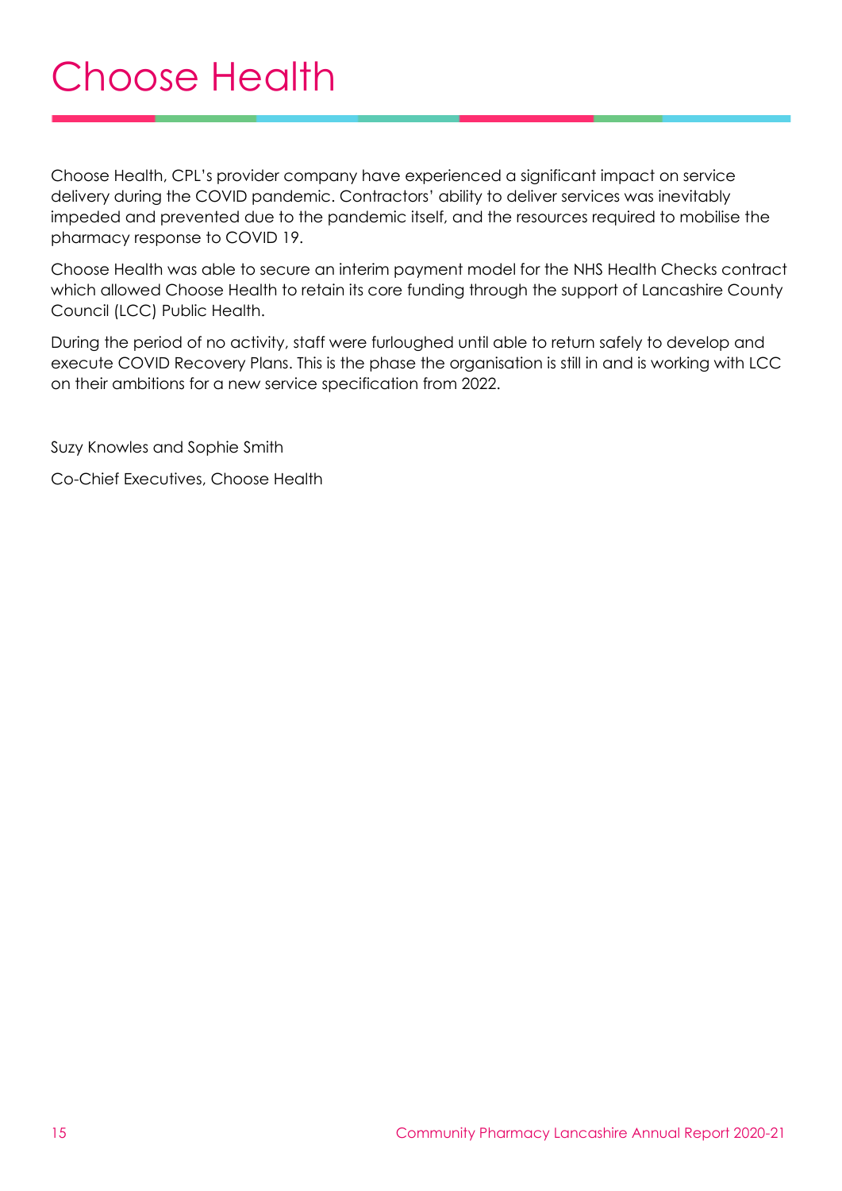# Choose Health

Choose Health, CPL's provider company have experienced a significant impact on service delivery during the COVID pandemic. Contractors' ability to deliver services was inevitably impeded and prevented due to the pandemic itself, and the resources required to mobilise the pharmacy response to COVID 19.

Choose Health was able to secure an interim payment model for the NHS Health Checks contract which allowed Choose Health to retain its core funding through the support of Lancashire County Council (LCC) Public Health.

During the period of no activity, staff were furloughed until able to return safely to develop and execute COVID Recovery Plans. This is the phase the organisation is still in and is working with LCC on their ambitions for a new service specification from 2022.

Suzy Knowles and Sophie Smith

Co-Chief Executives, Choose Health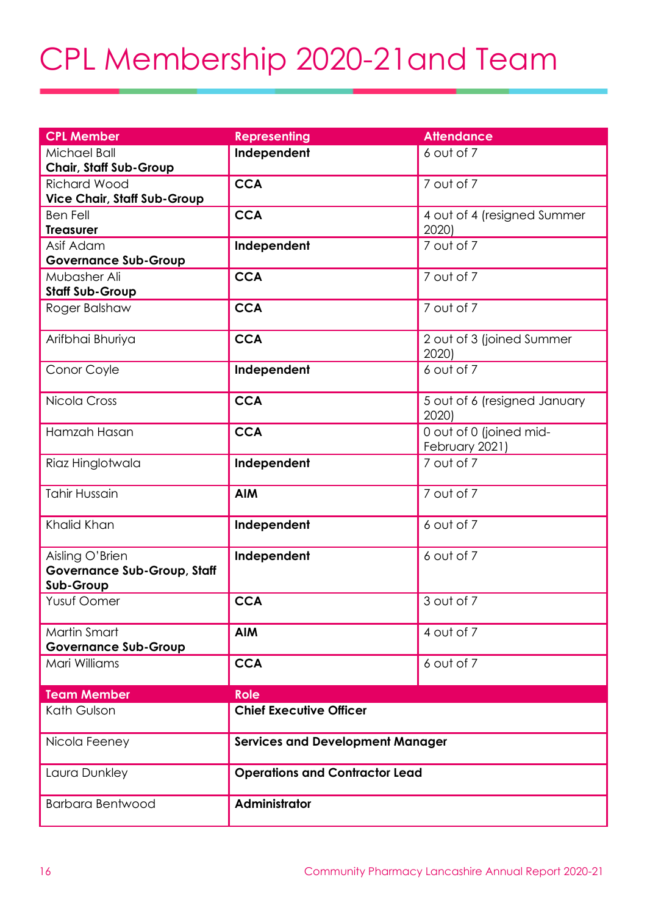# CPL Membership 2020-21and Team

| CPL Member | Representing | Attendance |
|---|---|---|
| Michael Ball<br>**Chair, Staff Sub-Group** | **Independent** | 6 out of 7 |
| Richard Wood<br>**Vice Chair, Staff Sub-Group** | **CCA** | 7 out of 7 |
| Ben Fell<br>**Treasurer** | **CCA** | 4 out of 4 (resigned Summer 2020) |
| Asif Adam<br>**Governance Sub-Group** | **Independent** | 7 out of 7 |
| Mubasher Ali<br>**Staff Sub-Group** | **CCA** | 7 out of 7 |
| Roger Balshaw | **CCA** | 7 out of 7 |
| Arifbhai Bhuriya | **CCA** | 2 out of 3 (joined Summer 2020) |
| Conor Coyle | **Independent** | 6 out of 7 |
| Nicola Cross | **CCA** | 5 out of 6 (resigned January 2020) |
| Hamzah Hasan | **CCA** | 0 out of 0 (joined mid-February 2021) |
| Riaz Hinglotwala | **Independent** | 7 out of 7 |
| Tahir Hussain | **AIM** | 7 out of 7 |
| Khalid Khan | **Independent** | 6 out of 7 |
| Aisling O'Brien<br>**Governance Sub-Group, Staff Sub-Group** | **Independent** | 6 out of 7 |
| Yusuf Oomer | **CCA** | 3 out of 7 |
| Martin Smart<br>**Governance Sub-Group** | **AIM** | 4 out of 7 |
| Mari Williams | **CCA** | 6 out of 7 |

| Team Member | Role |
|---|---|
| Kath Gulson | **Chief Executive Officer** |
| Nicola Feeney | **Services and Development Manager** |
| Laura Dunkley | **Operations and Contractor Lead** |
| Barbara Bentwood | **Administrator** |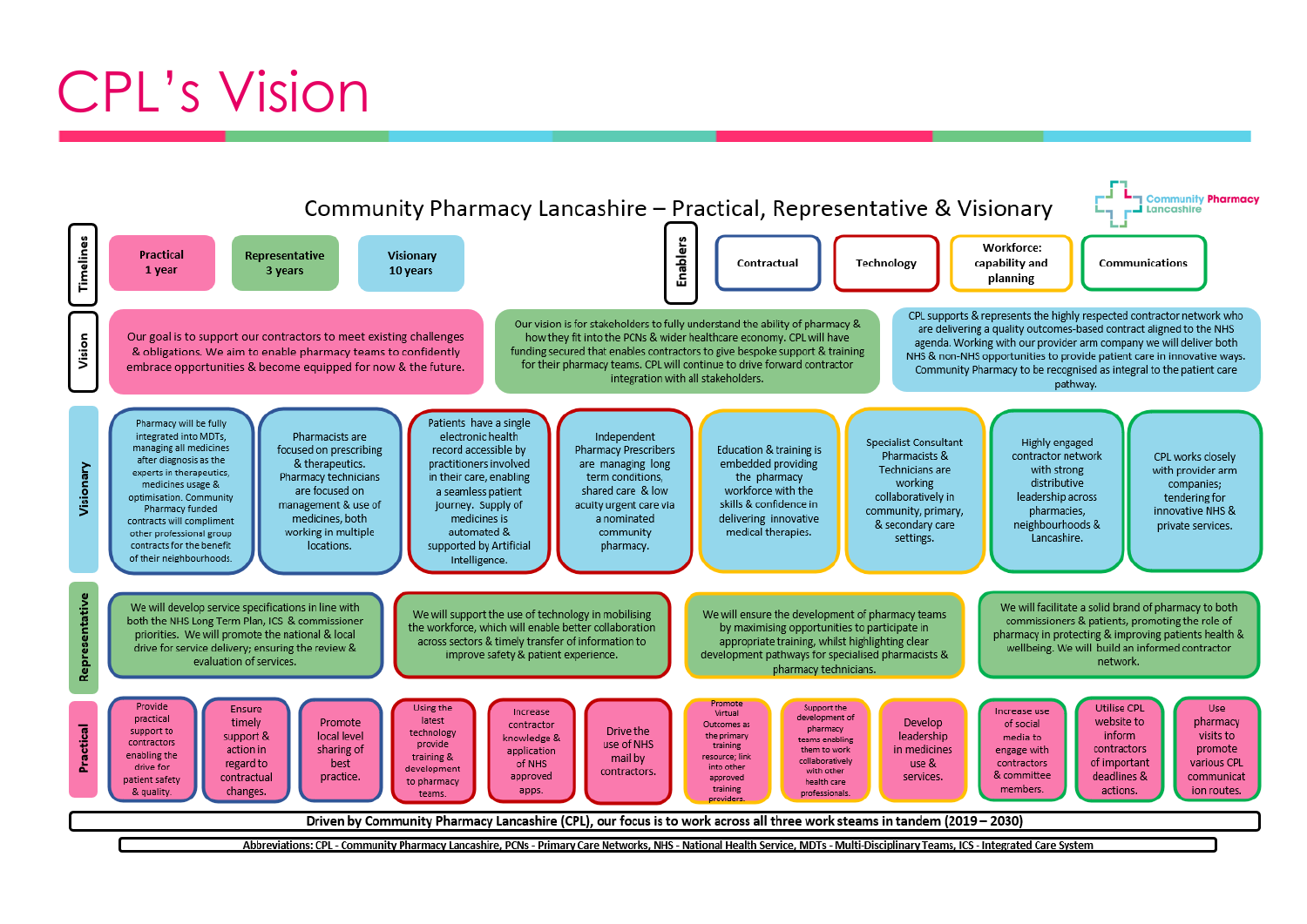# CPL's Vision

## Community Pharmacy Lancashire – Practical, Representative & Visionary

Community Pharmacy Lancashire

**Timelines**

- **Practical** 1 year
- **Representative** 3 years
- **Visionary** 10 years

**Enablers**

- Contractual
- Technology
- Workforce: capability and planning
- Communications

### Vision

**Practical:** Our goal is to support our contractors to meet existing challenges & obligations. We aim to enable pharmacy teams to confidently embrace opportunities & become equipped for now & the future.

**Representative:** Our vision is for stakeholders to fully understand the ability of pharmacy & how they fit into the PCNs & wider healthcare economy. CPL will have funding secured that enables contractors to give bespoke support & training for their pharmacy teams. CPL will continue to drive forward contractor integration with all stakeholders.

**Visionary:** CPL supports & represents the highly respected contractor network who are delivering a quality outcomes-based contract aligned to the NHS agenda. Working with our provider arm company we will deliver both NHS & non-NHS opportunities to provide patient care in innovative ways. Community Pharmacy to be recognised as integral to the patient care pathway.

### Visionary

- Pharmacy will be fully integrated into MDTs, managing all medicines after diagnosis as the experts in therapeutics, medicines usage & optimisation. Community Pharmacy funded contracts will compliment other professional group contracts for the benefit of their neighbourhoods.
- Pharmacists are focused on prescribing & therapeutics. Pharmacy technicians are focused on management & use of medicines, both working in multiple locations.
- Patients have a single electronic health record accessible by practitioners involved in their care, enabling a seamless patient journey. Supply of medicines is automated & supported by Artificial Intelligence.
- Independent Pharmacy Prescribers are managing long term conditions, shared care & low acuity urgent care via a nominated community pharmacy.
- Education & training is embedded providing the pharmacy workforce with the skills & confidence in delivering innovative medical therapies.
- Specialist Consultant Pharmacists & Technicians are working collaboratively in community, primary, & secondary care settings.
- Highly engaged contractor network with strong distributive leadership across pharmacies, neighbourhoods & Lancashire.
- CPL works closely with provider arm companies; tendering for innovative NHS & private services.

### Representative

- We will develop service specifications in line with both the NHS Long Term Plan, ICS & commissioner priorities. We will promote the national & local drive for service delivery; ensuring the review & evaluation of services.
- We will support the use of technology in mobilising the workforce, which will enable better collaboration across sectors & timely transfer of information to improve safety & patient experience.
- We will ensure the development of pharmacy teams by maximising opportunities to participate in appropriate training, whilst highlighting clear development pathways for specialised pharmacists & pharmacy technicians.
- We will facilitate a solid brand of pharmacy to both commissioners & patients, promoting the role of pharmacy in protecting & improving patients health & wellbeing. We will build an informed contractor network.

### Practical

- Provide practical support to contractors enabling the drive for patient safety & quality.
- Ensure timely support & action in regard to contractual changes.
- Promote local level sharing of best practice.
- Using the latest technology provide training & development to pharmacy teams.
- Increase contractor knowledge & application of NHS approved apps.
- Drive the use of NHS mail by contractors.
- Promote Virtual Outcomes as the primary training resource; link into other approved training providers.
- Support the development of pharmacy teams enabling them to work collaboratively with other health care professionals.
- Develop leadership in medicines use & services.
- Increase use of social media to engage with contractors & committee members.
- Utilise CPL website to inform contractors of important deadlines & actions.
- Use pharmacy visits to promote various CPL communication routes.

**Driven by Community Pharmacy Lancashire (CPL), our focus is to work across all three work steams in tandem (2019 – 2030)**

Abbreviations: CPL - Community Pharmacy Lancashire, PCNs - Primary Care Networks, NHS - National Health Service, MDTs - Multi-Disciplinary Teams, ICS - Integrated Care System